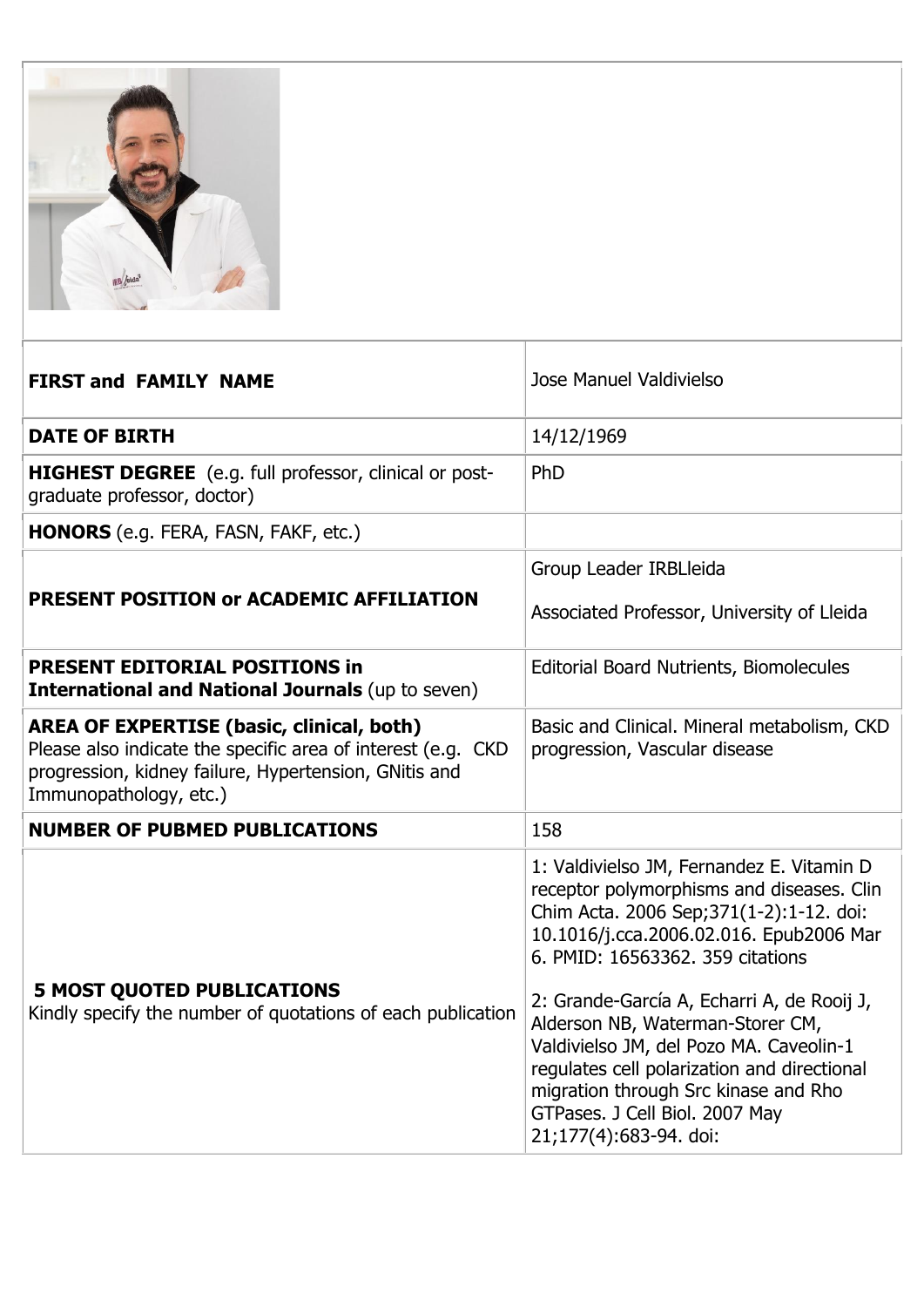| | |
|---|---|
| **FIRST and FAMILY NAME** | Jose Manuel Valdivielso |
| **DATE OF BIRTH** | 14/12/1969 |
| **HIGHEST DEGREE** (e.g. full professor, clinical or post-graduate professor, doctor) | PhD |
| **HONORS** (e.g. FERA, FASN, FAKF, etc.) | |
| **PRESENT POSITION or ACADEMIC AFFILIATION** | Group Leader IRBLleida<br><br>Associated Professor, University of Lleida |
| **PRESENT EDITORIAL POSITIONS in International and National Journals** (up to seven) | Editorial Board Nutrients, Biomolecules |
| **AREA OF EXPERTISE (basic, clinical, both)** Please also indicate the specific area of interest (e.g. CKD progression, kidney failure, Hypertension, GNitis and Immunopathology, etc.) | Basic and Clinical. Mineral metabolism, CKD progression, Vascular disease |
| **NUMBER OF PUBMED PUBLICATIONS** | 158 |
| **5 MOST QUOTED PUBLICATIONS** Kindly specify the number of quotations of each publication | 1: Valdivielso JM, Fernandez E. Vitamin D receptor polymorphisms and diseases. Clin Chim Acta. 2006 Sep;371(1-2):1-12. doi: 10.1016/j.cca.2006.02.016. Epub2006 Mar 6. PMID: 16563362. 359 citations<br><br>2: Grande-García A, Echarri A, de Rooij J, Alderson NB, Waterman-Storer CM, Valdivielso JM, del Pozo MA. Caveolin-1 regulates cell polarization and directional migration through Src kinase and Rho GTPases. J Cell Biol. 2007 May 21;177(4):683-94. doi: |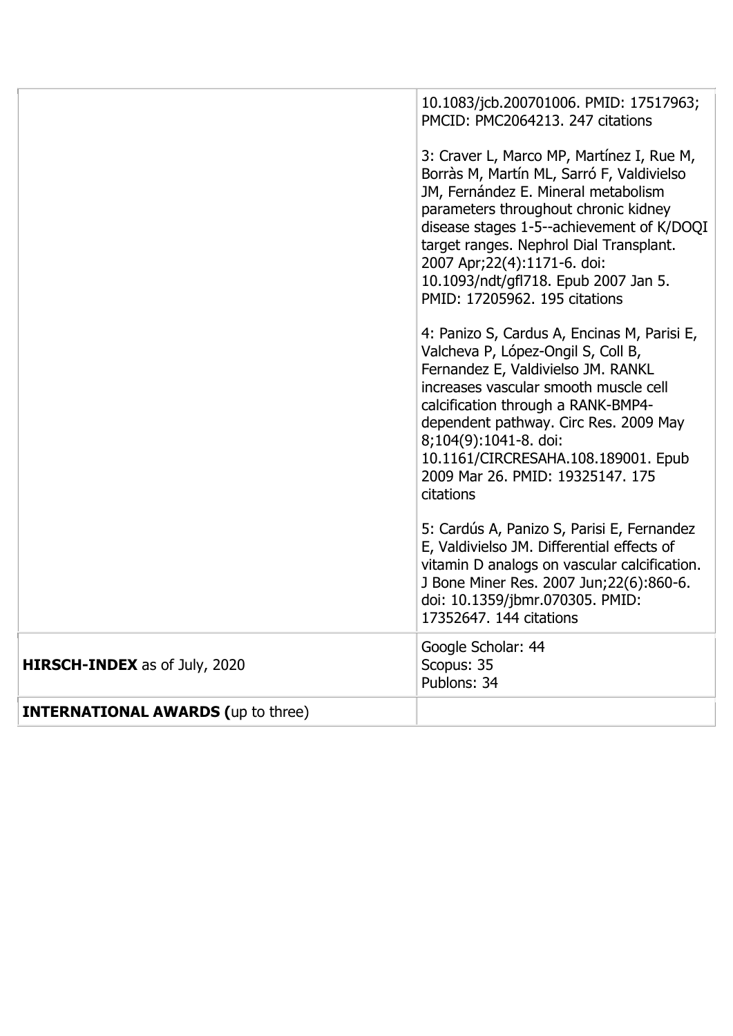| | |
|---|---|
| | 10.1083/jcb.200701006. PMID: 17517963; PMCID: PMC2064213. 247 citations<br><br>3: Craver L, Marco MP, Martínez I, Rue M, Borràs M, Martín ML, Sarró F, Valdivielso JM, Fernández E. Mineral metabolism parameters throughout chronic kidney disease stages 1-5--achievement of K/DOQI target ranges. Nephrol Dial Transplant. 2007 Apr;22(4):1171-6. doi: 10.1093/ndt/gfl718. Epub 2007 Jan 5. PMID: 17205962. 195 citations<br><br>4: Panizo S, Cardus A, Encinas M, Parisi E, Valcheva P, López-Ongil S, Coll B, Fernandez E, Valdivielso JM. RANKL increases vascular smooth muscle cell calcification through a RANK-BMP4-dependent pathway. Circ Res. 2009 May 8;104(9):1041-8. doi: 10.1161/CIRCRESAHA.108.189001. Epub 2009 Mar 26. PMID: 19325147. 175 citations<br><br>5: Cardús A, Panizo S, Parisi E, Fernandez E, Valdivielso JM. Differential effects of vitamin D analogs on vascular calcification. J Bone Miner Res. 2007 Jun;22(6):860-6. doi: 10.1359/jbmr.070305. PMID: 17352647. 144 citations |
| **HIRSCH-INDEX** as of July, 2020 | Google Scholar: 44<br>Scopus: 35<br>Publons: 34 |
| **INTERNATIONAL AWARDS (**up to three) | |